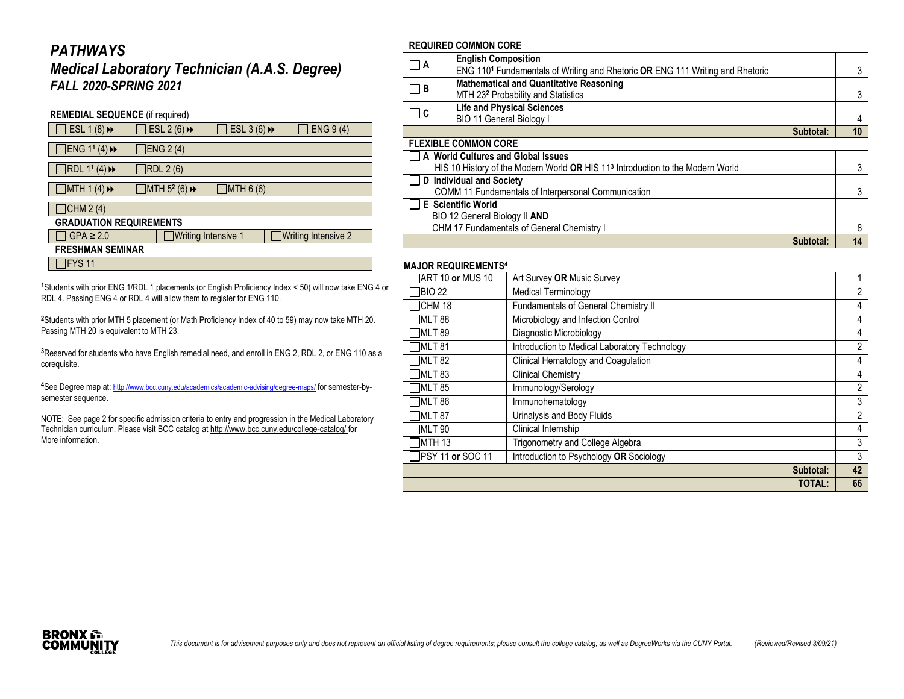# *PATHWAYS*

## *Medical Laboratory Technician (A.A.S. Degree)*

### *FALL 2020-SPRING 2021*

**REMEDIAL SEQUENCE** (if required)

| | | | |
|---|---|---|---|
| ☐ ESL 1 (8) ⏩ | ☐ ESL 2 (6) ⏩ | ☐ ESL 3 (6) ⏩ | ☐ ENG 9 (4) |
| ☐ ENG 1[1] (4) ⏩ | ☐ ENG 2 (4) | | |
| ☐ RDL 1[1] (4) ⏩ | ☐ RDL 2 (6) | | |
| ☐ MTH 1 (4) ⏩ | ☐ MTH 5[2] (6) ⏩ | ☐ MTH 6 (6) | |
| ☐ CHM 2 (4) | | | |

**GRADUATION REQUIREMENTS**

| | | |
|---|---|---|
| ☐ GPA ≥ 2.0 | ☐ Writing Intensive 1 | ☐ Writing Intensive 2 |

**FRESHMAN SEMINAR**

☐ FYS 11

[1]Students with prior ENG 1/RDL 1 placements (or English Proficiency Index < 50) will now take ENG 4 or RDL 4. Passing ENG 4 or RDL 4 will allow them to register for ENG 110.

[2]Students with prior MTH 5 placement (or Math Proficiency Index of 40 to 59) may now take MTH 20. Passing MTH 20 is equivalent to MTH 23.

[3]Reserved for students who have English remedial need, and enroll in ENG 2, RDL 2, or ENG 110 as a corequisite.

[4]See Degree map at: http://www.bcc.cuny.edu/academics/academic-advising/degree-maps/ for semester-by-semester sequence.

NOTE: See page 2 for specific admission criteria to entry and progression in the Medical Laboratory Technician curriculum. Please visit BCC catalog at http://www.bcc.cuny.edu/college-catalog/ for More information.

**REQUIRED COMMON CORE**

| | | |
|---|---|---|
| ☐ A | **English Composition**<br>ENG 110[1] Fundamentals of Writing and Rhetoric **OR** ENG 111 Writing and Rhetoric | 3 |
| ☐ B | **Mathematical and Quantitative Reasoning**<br>MTH 23[2] Probability and Statistics | 3 |
| ☐ C | **Life and Physical Sciences**<br>BIO 11 General Biology I | 4 |
| | **Subtotal:** | **10** |

**FLEXIBLE COMMON CORE**

| | |
|---|---|
| ☐ **A World Cultures and Global Issues**<br>HIS 10 History of the Modern World **OR** HIS 11[3] Introduction to the Modern World | 3 |
| ☐ **D Individual and Society**<br>COMM 11 Fundamentals of Interpersonal Communication | 3 |
| ☐ **E Scientific World**<br>BIO 12 General Biology II **AND**<br>CHM 17 Fundamentals of General Chemistry I | 8 |
| **Subtotal:** | **14** |

**MAJOR REQUIREMENTS[4]**

| | | |
|---|---|---|
| ☐ ART 10 **or** MUS 10 | Art Survey **OR** Music Survey | 1 |
| ☐ BIO 22 | Medical Terminology | 2 |
| ☐ CHM 18 | Fundamentals of General Chemistry II | 4 |
| ☐ MLT 88 | Microbiology and Infection Control | 4 |
| ☐ MLT 89 | Diagnostic Microbiology | 4 |
| ☐ MLT 81 | Introduction to Medical Laboratory Technology | 2 |
| ☐ MLT 82 | Clinical Hematology and Coagulation | 4 |
| ☐ MLT 83 | Clinical Chemistry | 4 |
| ☐ MLT 85 | Immunology/Serology | 2 |
| ☐ MLT 86 | Immunohematology | 3 |
| ☐ MLT 87 | Urinalysis and Body Fluids | 2 |
| ☐ MLT 90 | Clinical Internship | 4 |
| ☐ MTH 13 | Trigonometry and College Algebra | 3 |
| ☐ PSY 11 **or** SOC 11 | Introduction to Psychology **OR** Sociology | 3 |
| | **Subtotal:** | **42** |
| | **TOTAL:** | **66** |

*This document is for advisement purposes only and does not represent an official listing of degree requirements; please consult the college catalog, as well as DegreeWorks via the CUNY Portal.* *(Reviewed/Revised 3/09/21)*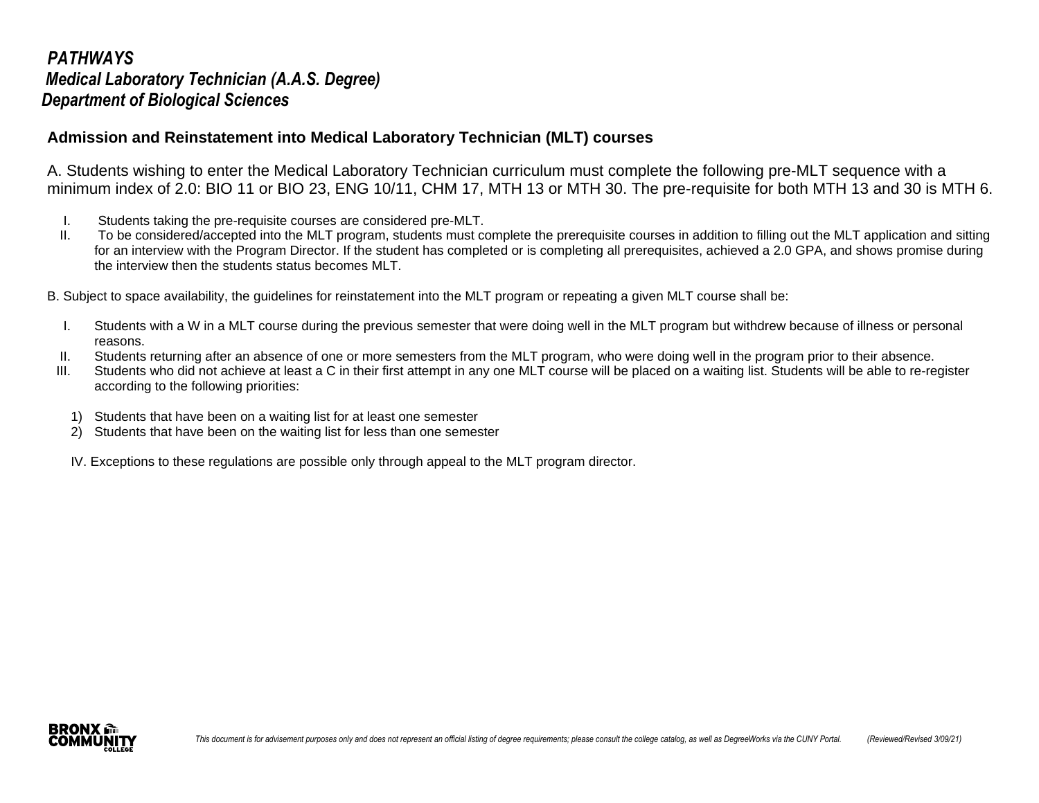***PATHWAYS***
***Medical Laboratory Technician (A.A.S. Degree)***
***Department of Biological Sciences***

## Admission and Reinstatement into Medical Laboratory Technician (MLT) courses

A. Students wishing to enter the Medical Laboratory Technician curriculum must complete the following pre-MLT sequence with a minimum index of 2.0: BIO 11 or BIO 23, ENG 10/11, CHM 17, MTH 13 or MTH 30. The pre-requisite for both MTH 13 and 30 is MTH 6.

I. Students taking the pre-requisite courses are considered pre-MLT.
II. To be considered/accepted into the MLT program, students must complete the prerequisite courses in addition to filling out the MLT application and sitting for an interview with the Program Director. If the student has completed or is completing all prerequisites, achieved a 2.0 GPA, and shows promise during the interview then the students status becomes MLT.

B. Subject to space availability, the guidelines for reinstatement into the MLT program or repeating a given MLT course shall be:

I. Students with a W in a MLT course during the previous semester that were doing well in the MLT program but withdrew because of illness or personal reasons.
II. Students returning after an absence of one or more semesters from the MLT program, who were doing well in the program prior to their absence.
III. Students who did not achieve at least a C in their first attempt in any one MLT course will be placed on a waiting list. Students will be able to re-register according to the following priorities:

1) Students that have been on a waiting list for at least one semester
2) Students that have been on the waiting list for less than one semester

IV. Exceptions to these regulations are possible only through appeal to the MLT program director.

*This document is for advisement purposes only and does not represent an official listing of degree requirements; please consult the college catalog, as well as DegreeWorks via the CUNY Portal. (Reviewed/Revised 3/09/21)*